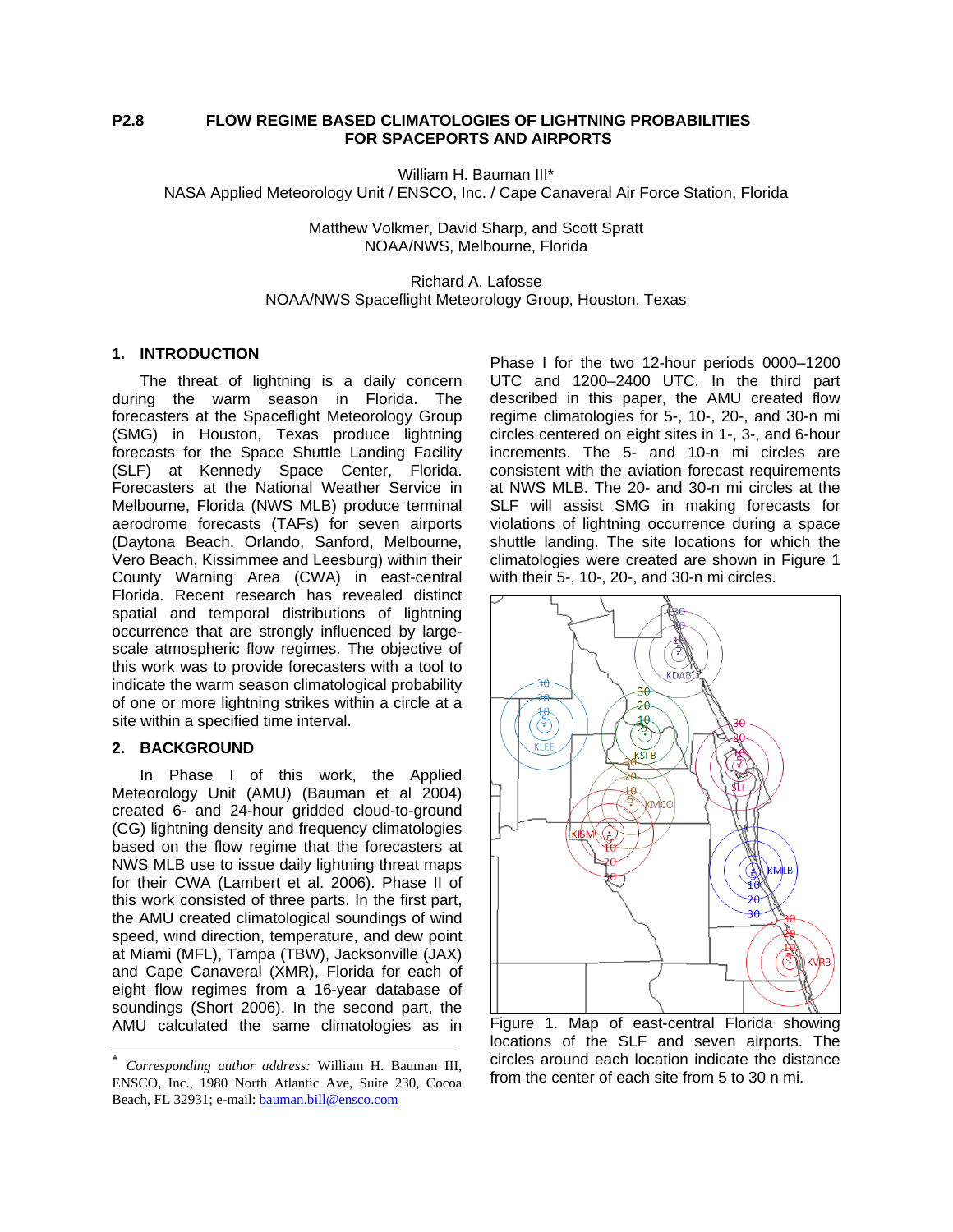**P2.8 FLOW REGIME BASED CLIMATOLOGIES OF LIGHTNING PROBABILITIES FOR SPACEPORTS AND AIRPORTS**

William H. Bauman III*
NASA Applied Meteorology Unit / ENSCO, Inc. / Cape Canaveral Air Force Station, Florida

Matthew Volkmer, David Sharp, and Scott Spratt
NOAA/NWS, Melbourne, Florida

Richard A. Lafosse
NOAA/NWS Spaceflight Meteorology Group, Houston, Texas

## 1. INTRODUCTION

The threat of lightning is a daily concern during the warm season in Florida. The forecasters at the Spaceflight Meteorology Group (SMG) in Houston, Texas produce lightning forecasts for the Space Shuttle Landing Facility (SLF) at Kennedy Space Center, Florida. Forecasters at the National Weather Service in Melbourne, Florida (NWS MLB) produce terminal aerodrome forecasts (TAFs) for seven airports (Daytona Beach, Orlando, Sanford, Melbourne, Vero Beach, Kissimmee and Leesburg) within their County Warning Area (CWA) in east-central Florida. Recent research has revealed distinct spatial and temporal distributions of lightning occurrence that are strongly influenced by large-scale atmospheric flow regimes. The objective of this work was to provide forecasters with a tool to indicate the warm season climatological probability of one or more lightning strikes within a circle at a site within a specified time interval.

## 2. BACKGROUND

In Phase I of this work, the Applied Meteorology Unit (AMU) (Bauman et al 2004) created 6- and 24-hour gridded cloud-to-ground (CG) lightning density and frequency climatologies based on the flow regime that the forecasters at NWS MLB use to issue daily lightning threat maps for their CWA (Lambert et al. 2006). Phase II of this work consisted of three parts. In the first part, the AMU created climatological soundings of wind speed, wind direction, temperature, and dew point at Miami (MFL), Tampa (TBW), Jacksonville (JAX) and Cape Canaveral (XMR), Florida for each of eight flow regimes from a 16-year database of soundings (Short 2006). In the second part, the AMU calculated the same climatologies as in Phase I for the two 12-hour periods 0000–1200 UTC and 1200–2400 UTC. In the third part described in this paper, the AMU created flow regime climatologies for 5-, 10-, 20-, and 30-n mi circles centered on eight sites in 1-, 3-, and 6-hour increments. The 5- and 10-n mi circles are consistent with the aviation forecast requirements at NWS MLB. The 20- and 30-n mi circles at the SLF will assist SMG in making forecasts for violations of lightning occurrence during a space shuttle landing. The site locations for which the climatologies were created are shown in Figure 1 with their 5-, 10-, 20-, and 30-n mi circles.

Figure 1. Map of east-central Florida showing locations of the SLF and seven airports. The circles around each location indicate the distance from the center of each site from 5 to 30 n mi.

---

* *Corresponding author address:* William H. Bauman III, ENSCO, Inc., 1980 North Atlantic Ave, Suite 230, Cocoa Beach, FL 32931; e-mail: bauman.bill@ensco.com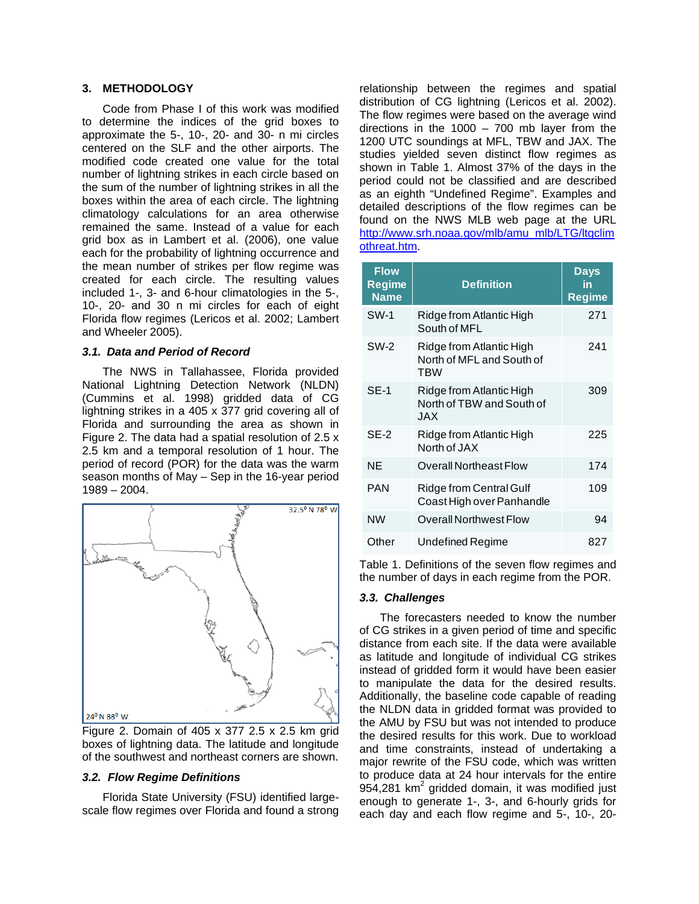## 3. METHODOLOGY

Code from Phase I of this work was modified to determine the indices of the grid boxes to approximate the 5-, 10-, 20- and 30- n mi circles centered on the SLF and the other airports. The modified code created one value for the total number of lightning strikes in each circle based on the sum of the number of lightning strikes in all the boxes within the area of each circle. The lightning climatology calculations for an area otherwise remained the same. Instead of a value for each grid box as in Lambert et al. (2006), one value each for the probability of lightning occurrence and the mean number of strikes per flow regime was created for each circle. The resulting values included 1-, 3- and 6-hour climatologies in the 5-, 10-, 20- and 30 n mi circles for each of eight Florida flow regimes (Lericos et al. 2002; Lambert and Wheeler 2005).

### *3.1. Data and Period of Record*

The NWS in Tallahassee, Florida provided National Lightning Detection Network (NLDN) (Cummins et al. 1998) gridded data of CG lightning strikes in a 405 x 377 grid covering all of Florida and surrounding the area as shown in Figure 2. The data had a spatial resolution of 2.5 x 2.5 km and a temporal resolution of 1 hour. The period of record (POR) for the data was the warm season months of May – Sep in the 16-year period 1989 – 2004.

Figure 2. Domain of 405 x 377 2.5 x 2.5 km grid boxes of lightning data. The latitude and longitude of the southwest and northeast corners are shown.

### *3.2. Flow Regime Definitions*

Florida State University (FSU) identified large-scale flow regimes over Florida and found a strong relationship between the regimes and spatial distribution of CG lightning (Lericos et al. 2002). The flow regimes were based on the average wind directions in the 1000 – 700 mb layer from the 1200 UTC soundings at MFL, TBW and JAX. The studies yielded seven distinct flow regimes as shown in Table 1. Almost 37% of the days in the period could not be classified and are described as an eighth "Undefined Regime". Examples and detailed descriptions of the flow regimes can be found on the NWS MLB web page at the URL http://www.srh.noaa.gov/mlb/amu_mlb/LTG/ltgclimothreat.htm.

| Flow Regime Name | Definition | Days in Regime |
|---|---|---|
| SW-1 | Ridge from Atlantic High South of MFL | 271 |
| SW-2 | Ridge from Atlantic High North of MFL and South of TBW | 241 |
| SE-1 | Ridge from Atlantic High North of TBW and South of JAX | 309 |
| SE-2 | Ridge from Atlantic High North of JAX | 225 |
| NE | Overall Northeast Flow | 174 |
| PAN | Ridge from Central Gulf Coast High over Panhandle | 109 |
| NW | Overall Northwest Flow | 94 |
| Other | Undefined Regime | 827 |

Table 1. Definitions of the seven flow regimes and the number of days in each regime from the POR.

### *3.3. Challenges*

The forecasters needed to know the number of CG strikes in a given period of time and specific distance from each site. If the data were available as latitude and longitude of individual CG strikes instead of gridded form it would have been easier to manipulate the data for the desired results. Additionally, the baseline code capable of reading the NLDN data in gridded format was provided to the AMU by FSU but was not intended to produce the desired results for this work. Due to workload and time constraints, instead of undertaking a major rewrite of the FSU code, which was written to produce data at 24 hour intervals for the entire 954,281 $km^2$ gridded domain, it was modified just enough to generate 1-, 3-, and 6-hourly grids for each day and each flow regime and 5-, 10-, 20-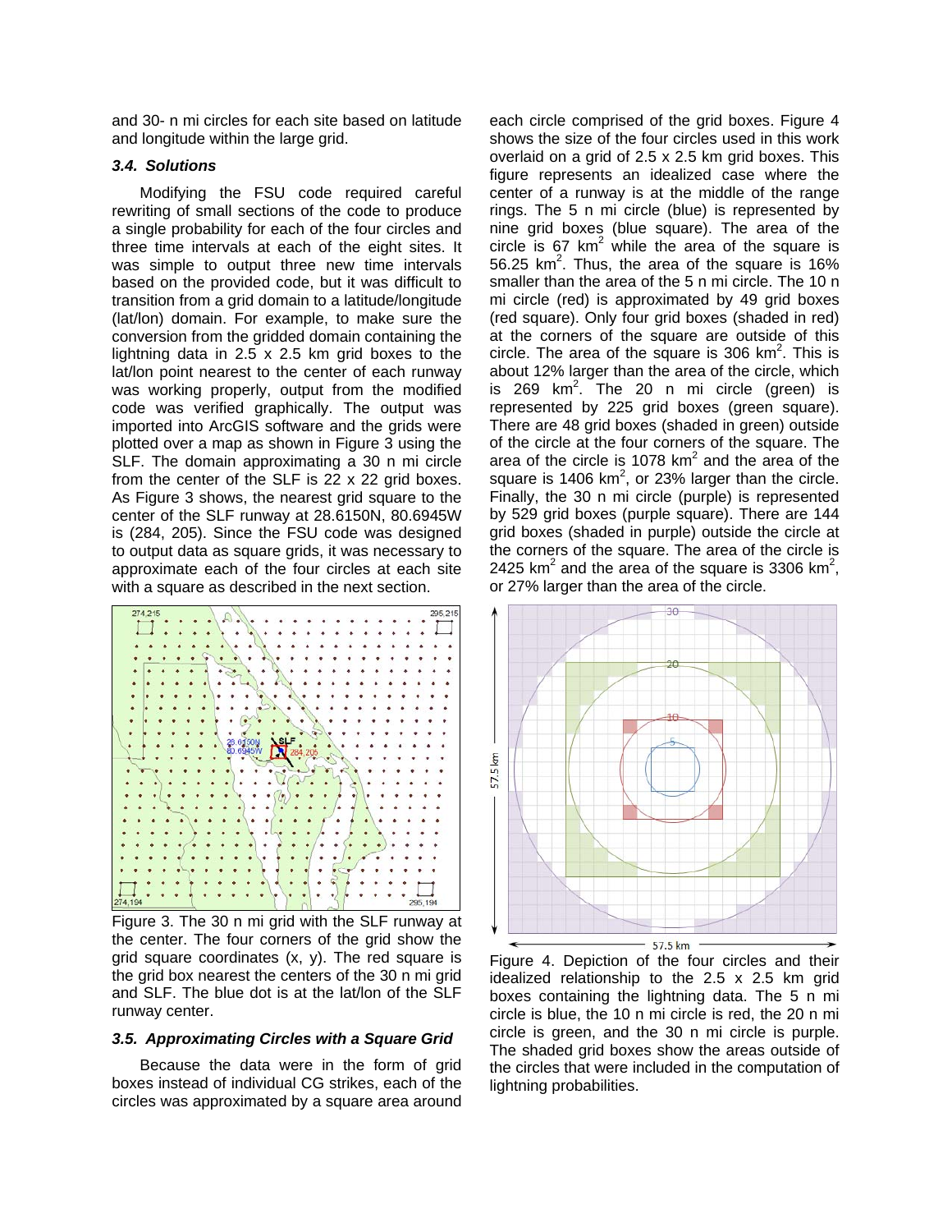and 30- n mi circles for each site based on latitude and longitude within the large grid.

### *3.4. Solutions*

Modifying the FSU code required careful rewriting of small sections of the code to produce a single probability for each of the four circles and three time intervals at each of the eight sites. It was simple to output three new time intervals based on the provided code, but it was difficult to transition from a grid domain to a latitude/longitude (lat/lon) domain. For example, to make sure the conversion from the gridded domain containing the lightning data in 2.5 x 2.5 km grid boxes to the lat/lon point nearest to the center of each runway was working properly, output from the modified code was verified graphically. The output was imported into ArcGIS software and the grids were plotted over a map as shown in Figure 3 using the SLF. The domain approximating a 30 n mi circle from the center of the SLF is 22 x 22 grid boxes. As Figure 3 shows, the nearest grid square to the center of the SLF runway at 28.6150N, 80.6945W is (284, 205). Since the FSU code was designed to output data as square grids, it was necessary to approximate each of the four circles at each site with a square as described in the next section.

Figure 3. The 30 n mi grid with the SLF runway at the center. The four corners of the grid show the grid square coordinates (x, y). The red square is the grid box nearest the centers of the 30 n mi grid and SLF. The blue dot is at the lat/lon of the SLF runway center.

### *3.5. Approximating Circles with a Square Grid*

Because the data were in the form of grid boxes instead of individual CG strikes, each of the circles was approximated by a square area around each circle comprised of the grid boxes. Figure 4 shows the size of the four circles used in this work overlaid on a grid of 2.5 x 2.5 km grid boxes. This figure represents an idealized case where the center of a runway is at the middle of the range rings. The 5 n mi circle (blue) is represented by nine grid boxes (blue square). The area of the circle is 67 km$^2$ while the area of the square is 56.25 km$^2$. Thus, the area of the square is 16% smaller than the area of the 5 n mi circle. The 10 n mi circle (red) is approximated by 49 grid boxes (red square). Only four grid boxes (shaded in red) at the corners of the square are outside of this circle. The area of the square is 306 km$^2$. This is about 12% larger than the area of the circle, which is 269 km$^2$. The 20 n mi circle (green) is represented by 225 grid boxes (green square). There are 48 grid boxes (shaded in green) outside of the circle at the four corners of the square. The area of the circle is 1078 km$^2$ and the area of the square is 1406 km$^2$, or 23% larger than the circle. Finally, the 30 n mi circle (purple) is represented by 529 grid boxes (purple square). There are 144 grid boxes (shaded in purple) outside the circle at the corners of the square. The area of the circle is 2425 km$^2$ and the area of the square is 3306 km$^2$, or 27% larger than the area of the circle.

Figure 4. Depiction of the four circles and their idealized relationship to the 2.5 x 2.5 km grid boxes containing the lightning data. The 5 n mi circle is blue, the 10 n mi circle is red, the 20 n mi circle is green, and the 30 n mi circle is purple. The shaded grid boxes show the areas outside of the circles that were included in the computation of lightning probabilities.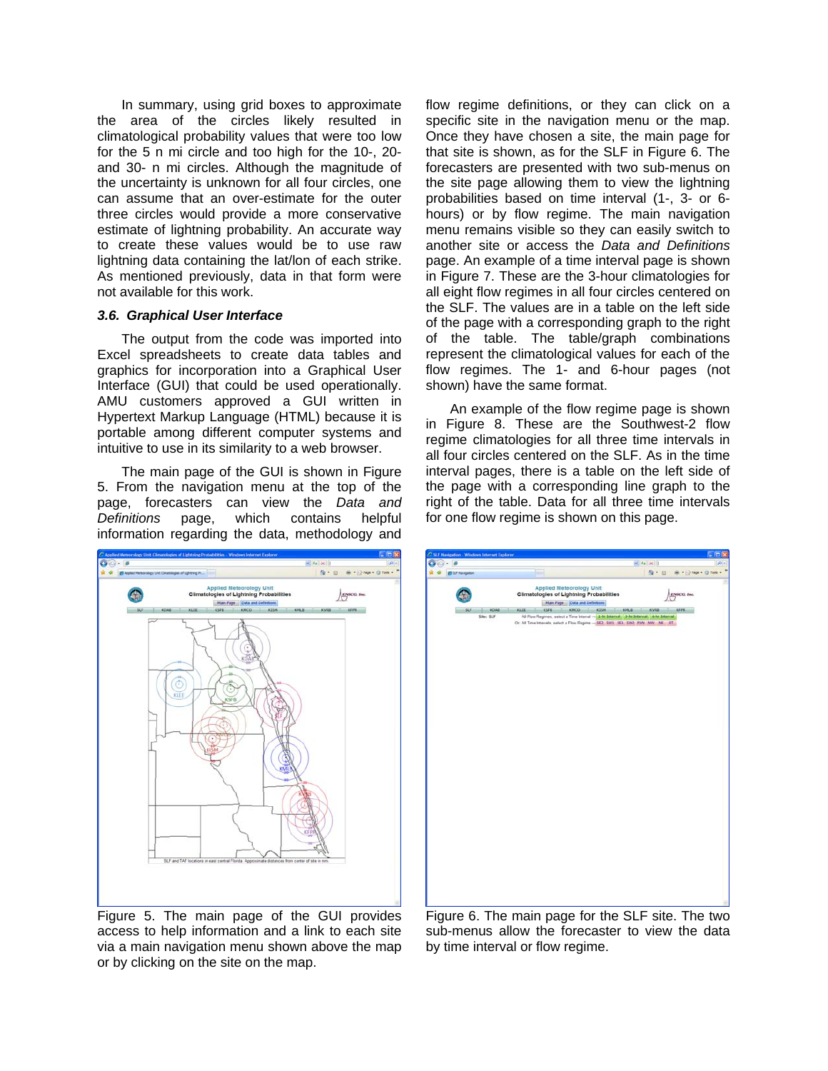In summary, using grid boxes to approximate the area of the circles likely resulted in climatological probability values that were too low for the 5 n mi circle and too high for the 10-, 20- and 30- n mi circles. Although the magnitude of the uncertainty is unknown for all four circles, one can assume that an over-estimate for the outer three circles would provide a more conservative estimate of lightning probability. An accurate way to create these values would be to use raw lightning data containing the lat/lon of each strike. As mentioned previously, data in that form were not available for this work.

### 3.6. Graphical User Interface

The output from the code was imported into Excel spreadsheets to create data tables and graphics for incorporation into a Graphical User Interface (GUI) that could be used operationally. AMU customers approved a GUI written in Hypertext Markup Language (HTML) because it is portable among different computer systems and intuitive to use in its similarity to a web browser.

The main page of the GUI is shown in Figure 5. From the navigation menu at the top of the page, forecasters can view the *Data and Definitions* page, which contains helpful information regarding the data, methodology and flow regime definitions, or they can click on a specific site in the navigation menu or the map. Once they have chosen a site, the main page for that site is shown, as for the SLF in Figure 6. The forecasters are presented with two sub-menus on the site page allowing them to view the lightning probabilities based on time interval (1-, 3- or 6-hours) or by flow regime. The main navigation menu remains visible so they can easily switch to another site or access the *Data and Definitions* page. An example of a time interval page is shown in Figure 7. These are the 3-hour climatologies for all eight flow regimes in all four circles centered on the SLF. The values are in a table on the left side of the page with a corresponding graph to the right of the table. The table/graph combinations represent the climatological values for each of the flow regimes. The 1- and 6-hour pages (not shown) have the same format.

An example of the flow regime page is shown in Figure 8. These are the Southwest-2 flow regime climatologies for all three time intervals in all four circles centered on the SLF. As in the time interval pages, there is a table on the left side of the page with a corresponding line graph to the right of the table. Data for all three time intervals for one flow regime is shown on this page.

Figure 5. The main page of the GUI provides access to help information and a link to each site via a main navigation menu shown above the map or by clicking on the site on the map.

Figure 6. The main page for the SLF site. The two sub-menus allow the forecaster to view the data by time interval or flow regime.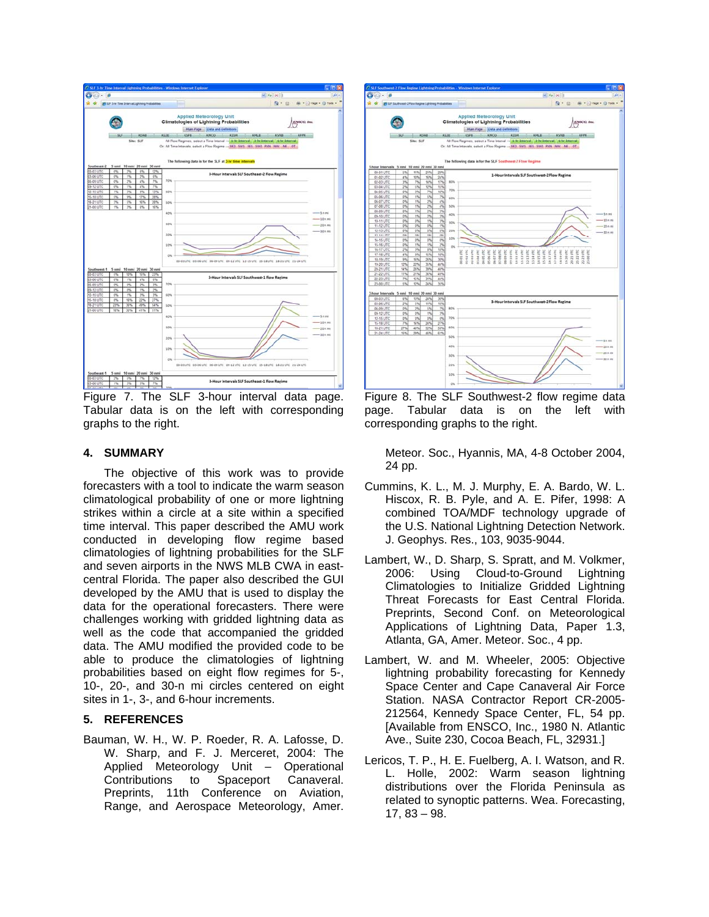Figure 7. The SLF 3-hour interval data page. Tabular data is on the left with corresponding graphs to the right.

Figure 8. The SLF Southwest-2 flow regime data page. Tabular data is on the left with corresponding graphs to the right.

## 4. SUMMARY

The objective of this work was to provide forecasters with a tool to indicate the warm season climatological probability of one or more lightning strikes within a circle at a site within a specified time interval. This paper described the AMU work conducted in developing flow regime based climatologies of lightning probabilities for the SLF and seven airports in the NWS MLB CWA in east-central Florida. The paper also described the GUI developed by the AMU that is used to display the data for the operational forecasters. There were challenges working with gridded lightning data as well as the code that accompanied the gridded data. The AMU modified the provided code to be able to produce the climatologies of lightning probabilities based on eight flow regimes for 5-, 10-, 20-, and 30-n mi circles centered on eight sites in 1-, 3-, and 6-hour increments.

## 5. REFERENCES

Bauman, W. H., W. P. Roeder, R. A. Lafosse, D. W. Sharp, and F. J. Merceret, 2004: The Applied Meteorology Unit – Operational Contributions to Spaceport Canaveral. Preprints, 11th Conference on Aviation, Range, and Aerospace Meteorology, Amer. Meteor. Soc., Hyannis, MA, 4-8 October 2004, 24 pp.

Cummins, K. L., M. J. Murphy, E. A. Bardo, W. L. Hiscox, R. B. Pyle, and A. E. Pifer, 1998: A combined TOA/MDF technology upgrade of the U.S. National Lightning Detection Network. J. Geophys. Res., 103, 9035-9044.

Lambert, W., D. Sharp, S. Spratt, and M. Volkmer, 2006: Using Cloud-to-Ground Lightning Climatologies to Initialize Gridded Lightning Threat Forecasts for East Central Florida. Preprints, Second Conf. on Meteorological Applications of Lightning Data, Paper 1.3, Atlanta, GA, Amer. Meteor. Soc., 4 pp.

Lambert, W. and M. Wheeler, 2005: Objective lightning probability forecasting for Kennedy Space Center and Cape Canaveral Air Force Station. NASA Contractor Report CR-2005-212564, Kennedy Space Center, FL, 54 pp. [Available from ENSCO, Inc., 1980 N. Atlantic Ave., Suite 230, Cocoa Beach, FL, 32931.]

Lericos, T. P., H. E. Fuelberg, A. I. Watson, and R. L. Holle, 2002: Warm season lightning distributions over the Florida Peninsula as related to synoptic patterns. Wea. Forecasting, 17, 83 – 98.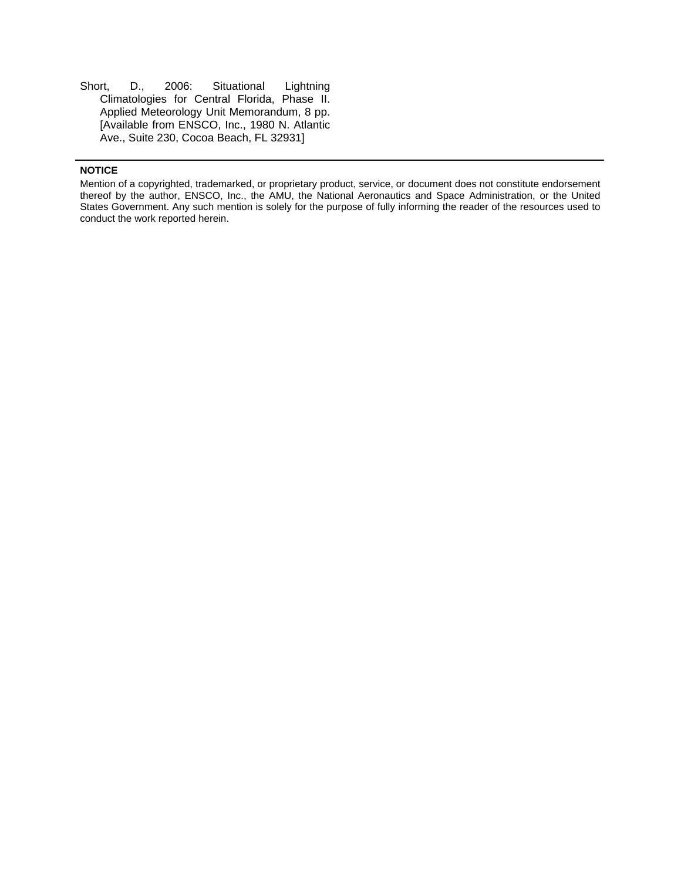Short, D., 2006: Situational Lightning Climatologies for Central Florida, Phase II. Applied Meteorology Unit Memorandum, 8 pp. [Available from ENSCO, Inc., 1980 N. Atlantic Ave., Suite 230, Cocoa Beach, FL 32931]

---

**NOTICE**

Mention of a copyrighted, trademarked, or proprietary product, service, or document does not constitute endorsement thereof by the author, ENSCO, Inc., the AMU, the National Aeronautics and Space Administration, or the United States Government. Any such mention is solely for the purpose of fully informing the reader of the resources used to conduct the work reported herein.